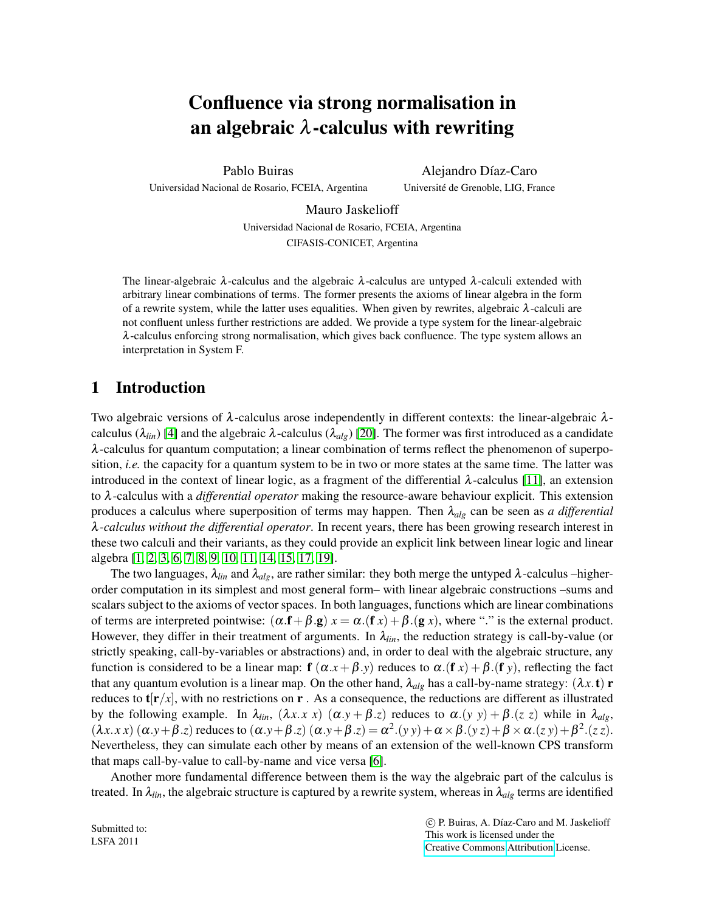# Confluence via strong normalisation in an algebraic $\lambda$-calculus with rewriting

Pablo Buiras
Universidad Nacional de Rosario, FCEIA, Argentina

Alejandro Díaz-Caro
Université de Grenoble, LIG, France

Mauro Jaskelioff
Universidad Nacional de Rosario, FCEIA, Argentina
CIFASIS-CONICET, Argentina

The linear-algebraic $\lambda$-calculus and the algebraic $\lambda$-calculus are untyped $\lambda$-calculi extended with arbitrary linear combinations of terms. The former presents the axioms of linear algebra in the form of a rewrite system, while the latter uses equalities. When given by rewrites, algebraic $\lambda$-calculi are not confluent unless further restrictions are added. We provide a type system for the linear-algebraic $\lambda$-calculus enforcing strong normalisation, which gives back confluence. The type system allows an interpretation in System F.

## 1 Introduction

Two algebraic versions of $\lambda$-calculus arose independently in different contexts: the linear-algebraic $\lambda$-calculus ($\lambda_{lin}$) [4] and the algebraic $\lambda$-calculus ($\lambda_{alg}$) [20]. The former was first introduced as a candidate $\lambda$-calculus for quantum computation; a linear combination of terms reflect the phenomenon of superposition, *i.e.* the capacity for a quantum system to be in two or more states at the same time. The latter was introduced in the context of linear logic, as a fragment of the differential $\lambda$-calculus [11], an extension to $\lambda$-calculus with a *differential operator* making the resource-aware behaviour explicit. This extension produces a calculus where superposition of terms may happen. Then $\lambda_{alg}$ can be seen as *a differential $\lambda$-calculus without the differential operator*. In recent years, there has been growing research interest in these two calculi and their variants, as they could provide an explicit link between linear logic and linear algebra [1, 2, 3, 6, 7, 8, 9, 10, 11, 14, 15, 17, 19].

The two languages, $\lambda_{lin}$ and $\lambda_{alg}$, are rather similar: they both merge the untyped $\lambda$-calculus –higher-order computation in its simplest and most general form– with linear algebraic constructions –sums and scalars subject to the axioms of vector spaces. In both languages, functions which are linear combinations of terms are interpreted pointwise: $(\alpha.\mathbf{f}+\beta.\mathbf{g})\ x = \alpha.(\mathbf{f}\ x)+\beta.(\mathbf{g}\ x)$, where "." is the external product. However, they differ in their treatment of arguments. In $\lambda_{lin}$, the reduction strategy is call-by-value (or strictly speaking, call-by-variables or abstractions) and, in order to deal with the algebraic structure, any function is considered to be a linear map: $\mathbf{f}\ (\alpha.x+\beta.y)$ reduces to $\alpha.(\mathbf{f}\ x)+\beta.(\mathbf{f}\ y)$, reflecting the fact that any quantum evolution is a linear map. On the other hand, $\lambda_{alg}$ has a call-by-name strategy: $(\lambda x.\mathbf{t})\ \mathbf{r}$ reduces to $\mathbf{t}[\mathbf{r}/x]$, with no restrictions on $\mathbf{r}$. As a consequence, the reductions are different as illustrated by the following example. In $\lambda_{lin}$, $(\lambda x.x\ x)\ (\alpha.y+\beta.z)$ reduces to $\alpha.(y\ y)+\beta.(z\ z)$ while in $\lambda_{alg}$, $(\lambda x.x\,x)\,(\alpha.y+\beta.z)$ reduces to $(\alpha.y+\beta.z)\,(\alpha.y+\beta.z) = \alpha^2.(y\,y)+\alpha\times\beta.(y\,z)+\beta\times\alpha.(z\,y)+\beta^2.(z\,z)$. Nevertheless, they can simulate each other by means of an extension of the well-known CPS transform that maps call-by-value to call-by-name and vice versa [6].

Another more fundamental difference between them is the way the algebraic part of the calculus is treated. In $\lambda_{lin}$, the algebraic structure is captured by a rewrite system, whereas in $\lambda_{alg}$ terms are identified

Submitted to:
LSFA 2011

© P. Buiras, A. Díaz-Caro and M. Jaskelioff
This work is licensed under the
Creative Commons Attribution License.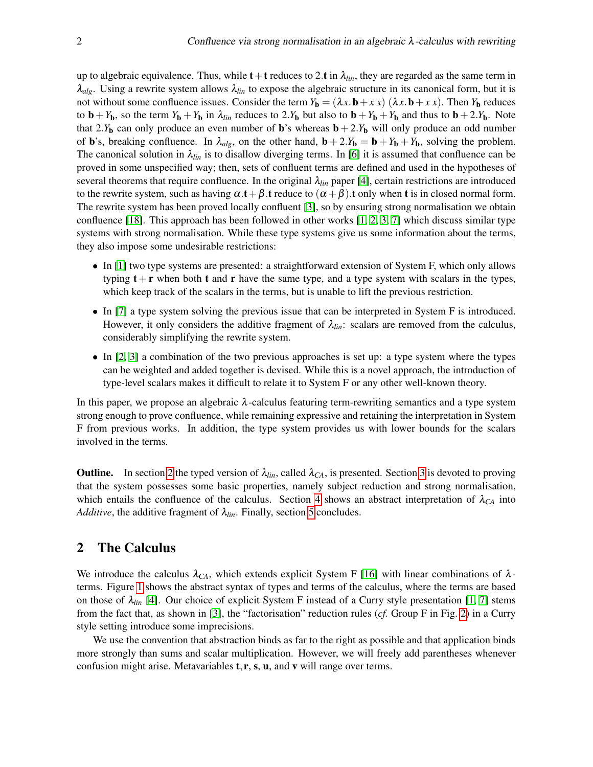up to algebraic equivalence. Thus, while $\mathbf{t}+\mathbf{t}$ reduces to $2.\mathbf{t}$ in $\lambda_{lin}$, they are regarded as the same term in $\lambda_{alg}$. Using a rewrite system allows $\lambda_{lin}$ to expose the algebraic structure in its canonical form, but it is not without some confluence issues. Consider the term $Y_{\mathbf{b}} = (\lambda x.\, \mathbf{b} + x\, x)\ (\lambda x.\, \mathbf{b} + x\, x)$. Then $Y_{\mathbf{b}}$ reduces to $\mathbf{b} + Y_{\mathbf{b}}$, so the term $Y_{\mathbf{b}} + Y_{\mathbf{b}}$ in $\lambda_{lin}$ reduces to $2.Y_{\mathbf{b}}$ but also to $\mathbf{b} + Y_{\mathbf{b}} + Y_{\mathbf{b}}$ and thus to $\mathbf{b} + 2.Y_{\mathbf{b}}$. Note that $2.Y_{\mathbf{b}}$ can only produce an even number of $\mathbf{b}$'s whereas $\mathbf{b} + 2.Y_{\mathbf{b}}$ will only produce an odd number of $\mathbf{b}$'s, breaking confluence. In $\lambda_{alg}$, on the other hand, $\mathbf{b} + 2.Y_{\mathbf{b}} = \mathbf{b} + Y_{\mathbf{b}} + Y_{\mathbf{b}}$, solving the problem. The canonical solution in $\lambda_{lin}$ is to disallow diverging terms. In [6] it is assumed that confluence can be proved in some unspecified way; then, sets of confluent terms are defined and used in the hypotheses of several theorems that require confluence. In the original $\lambda_{lin}$ paper [4], certain restrictions are introduced to the rewrite system, such as having $\alpha.\mathbf{t} + \beta.\mathbf{t}$ reduce to $(\alpha+\beta).\mathbf{t}$ only when $\mathbf{t}$ is in closed normal form. The rewrite system has been proved locally confluent [3], so by ensuring strong normalisation we obtain confluence [18]. This approach has been followed in other works [1, 2, 3, 7] which discuss similar type systems with strong normalisation. While these type systems give us some information about the terms, they also impose some undesirable restrictions:

- In [1] two type systems are presented: a straightforward extension of System F, which only allows typing $\mathbf{t}+\mathbf{r}$ when both $\mathbf{t}$ and $\mathbf{r}$ have the same type, and a type system with scalars in the types, which keep track of the scalars in the terms, but is unable to lift the previous restriction.
- In [7] a type system solving the previous issue that can be interpreted in System F is introduced. However, it only considers the additive fragment of $\lambda_{lin}$: scalars are removed from the calculus, considerably simplifying the rewrite system.
- In [2, 3] a combination of the two previous approaches is set up: a type system where the types can be weighted and added together is devised. While this is a novel approach, the introduction of type-level scalars makes it difficult to relate it to System F or any other well-known theory.

In this paper, we propose an algebraic $\lambda$-calculus featuring term-rewriting semantics and a type system strong enough to prove confluence, while remaining expressive and retaining the interpretation in System F from previous works. In addition, the type system provides us with lower bounds for the scalars involved in the terms.

**Outline.** In section 2 the typed version of $\lambda_{lin}$, called $\lambda_{CA}$, is presented. Section 3 is devoted to proving that the system possesses some basic properties, namely subject reduction and strong normalisation, which entails the confluence of the calculus. Section 4 shows an abstract interpretation of $\lambda_{CA}$ into *Additive*, the additive fragment of $\lambda_{lin}$. Finally, section 5 concludes.

## 2 The Calculus

We introduce the calculus $\lambda_{CA}$, which extends explicit System F [16] with linear combinations of $\lambda$-terms. Figure 1 shows the abstract syntax of types and terms of the calculus, where the terms are based on those of $\lambda_{lin}$ [4]. Our choice of explicit System F instead of a Curry style presentation [1, 7] stems from the fact that, as shown in [3], the "factorisation" reduction rules (*cf.* Group F in Fig. 2) in a Curry style setting introduce some imprecisions.

We use the convention that abstraction binds as far to the right as possible and that application binds more strongly than sums and scalar multiplication. However, we will freely add parentheses whenever confusion might arise. Metavariables $\mathbf{t}, \mathbf{r}, \mathbf{s}, \mathbf{u}$, and $\mathbf{v}$ will range over terms.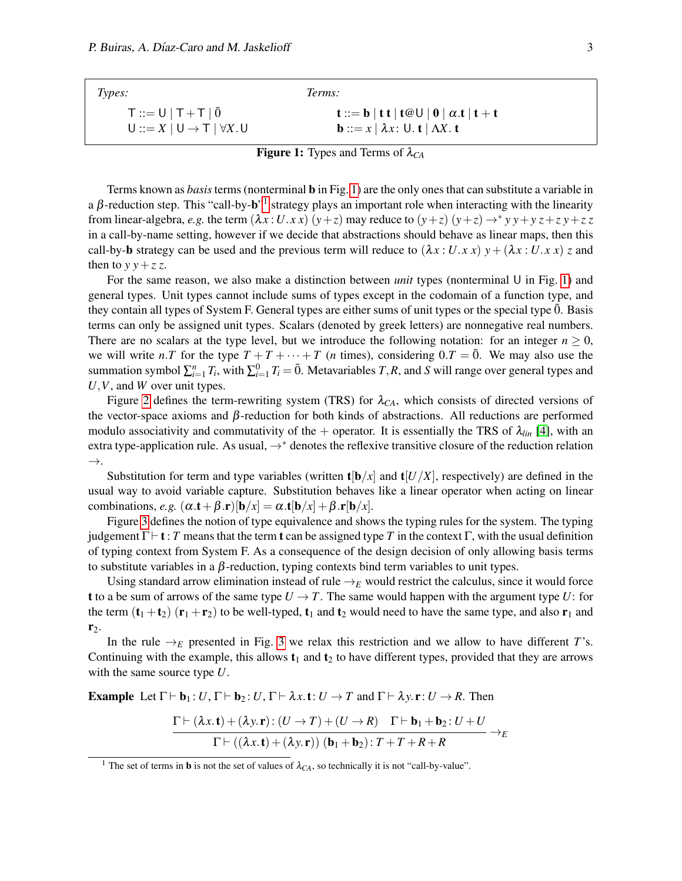| *Types:* | *Terms:* |
|---|---|
| $\mathsf{T} ::= \mathsf{U} \mid \mathsf{T}+\mathsf{T} \mid \bar{0}$ | $\mathbf{t} ::= \mathbf{b} \mid \mathbf{t}\,\mathbf{t} \mid \mathbf{t}@\mathsf{U} \mid \mathbf{0} \mid \alpha.\mathbf{t} \mid \mathbf{t}+\mathbf{t}$ |
| $\mathsf{U} ::= X \mid \mathsf{U} \to \mathsf{T} \mid \forall X.\mathsf{U}$ | $\mathbf{b} ::= x \mid \lambda x\colon \mathsf{U}.\,\mathbf{t} \mid \Lambda X.\,\mathbf{t}$ |

**Figure 1:** Types and Terms of $\lambda_{CA}$

Terms known as *basis* terms (nonterminal $\mathbf{b}$ in Fig. 1) are the only ones that can substitute a variable in a $\beta$-reduction step. This "call-by-$\mathbf{b}$"[1] strategy plays an important role when interacting with the linearity from linear-algebra, *e.g.* the term $(\lambda x : U.x\,x)\ (y+z)$ may reduce to $(y+z)\ (y+z) \to^* y\,y + y\,z + z\,y + z\,z$ in a call-by-name setting, however if we decide that abstractions should behave as linear maps, then this call-by-$\mathbf{b}$ strategy can be used and the previous term will reduce to $(\lambda x : U.x\ x)\ y + (\lambda x : U.x\ x)\ z$ and then to $y\,y + z\,z$.

For the same reason, we also make a distinction between *unit* types (nonterminal $\mathsf{U}$ in Fig. 1) and general types. Unit types cannot include sums of types except in the codomain of a function type, and they contain all types of System F. General types are either sums of unit types or the special type $\bar{0}$. Basis terms can only be assigned unit types. Scalars (denoted by greek letters) are nonnegative real numbers. There are no scalars at the type level, but we introduce the following notation: for an integer $n \geq 0$, we will write $n.T$ for the type $T + T + \cdots + T$ ($n$ times), considering $0.T = \bar{0}$. We may also use the summation symbol $\sum_{i=1}^{n} T_i$, with $\sum_{i=1}^{0} T_i = \bar{0}$. Metavariables $T, R$, and $S$ will range over general types and $U, V$, and $W$ over unit types.

Figure 2 defines the term-rewriting system (TRS) for $\lambda_{CA}$, which consists of directed versions of the vector-space axioms and $\beta$-reduction for both kinds of abstractions. All reductions are performed modulo associativity and commutativity of the $+$ operator. It is essentially the TRS of $\lambda_{lin}$ [4], with an extra type-application rule. As usual, $\to^*$ denotes the reflexive transitive closure of the reduction relation $\to$.

Substitution for term and type variables (written $\mathbf{t}[\mathbf{b}/x]$ and $\mathbf{t}[U/X]$, respectively) are defined in the usual way to avoid variable capture. Substitution behaves like a linear operator when acting on linear combinations, *e.g.* $(\alpha.\mathbf{t} + \beta.\mathbf{r})[\mathbf{b}/x] = \alpha.\mathbf{t}[\mathbf{b}/x] + \beta.\mathbf{r}[\mathbf{b}/x]$.

Figure 3 defines the notion of type equivalence and shows the typing rules for the system. The typing judgement $\Gamma \vdash \mathbf{t} : T$ means that the term $\mathbf{t}$ can be assigned type $T$ in the context $\Gamma$, with the usual definition of typing context from System F. As a consequence of the design decision of only allowing basis terms to substitute variables in a $\beta$-reduction, typing contexts bind term variables to unit types.

Using standard arrow elimination instead of rule $\to_E$ would restrict the calculus, since it would force $\mathbf{t}$ to a be sum of arrows of the same type $U \to T$. The same would happen with the argument type $U$: for the term $(\mathbf{t}_1 + \mathbf{t}_2)\ (\mathbf{r}_1 + \mathbf{r}_2)$ to be well-typed, $\mathbf{t}_1$ and $\mathbf{t}_2$ would need to have the same type, and also $\mathbf{r}_1$ and $\mathbf{r}_2$.

In the rule $\to_E$ presented in Fig. 3 we relax this restriction and we allow to have different $T$'s. Continuing with the example, this allows $\mathbf{t}_1$ and $\mathbf{t}_2$ to have different types, provided that they are arrows with the same source type $U$.

**Example** Let $\Gamma \vdash \mathbf{b}_1 : U$, $\Gamma \vdash \mathbf{b}_2 : U$, $\Gamma \vdash \lambda x.\mathbf{t} : U \to T$ and $\Gamma \vdash \lambda y.\mathbf{r} : U \to R$. Then

$$\frac{\Gamma \vdash (\lambda x.\mathbf{t}) + (\lambda y.\mathbf{r}) : (U \to T) + (U \to R) \qquad \Gamma \vdash \mathbf{b}_1 + \mathbf{b}_2 : U + U}{\Gamma \vdash ((\lambda x.\mathbf{t}) + (\lambda y.\mathbf{r}))\ (\mathbf{b}_1 + \mathbf{b}_2) : T + T + R + R} \to_E$$

[1] The set of terms in $\mathbf{b}$ is not the set of values of $\lambda_{CA}$, so technically it is not "call-by-value".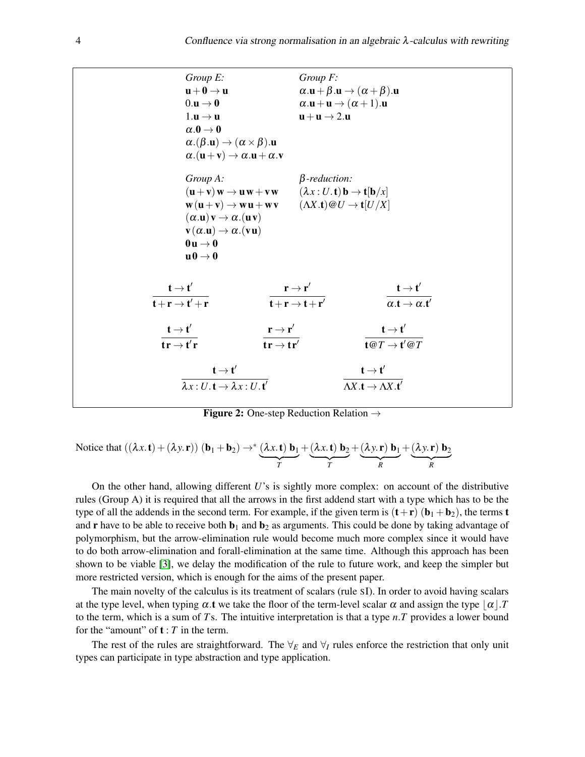*Group E:*

$$\mathbf{u} + \mathbf{0} \to \mathbf{u}$$
$$0.\mathbf{u} \to \mathbf{0}$$
$$1.\mathbf{u} \to \mathbf{u}$$
$$\alpha.\mathbf{0} \to \mathbf{0}$$
$$\alpha.(\beta.\mathbf{u}) \to (\alpha \times \beta).\mathbf{u}$$
$$\alpha.(\mathbf{u} + \mathbf{v}) \to \alpha.\mathbf{u} + \alpha.\mathbf{v}$$

*Group F:*

$$\alpha.\mathbf{u} + \beta.\mathbf{u} \to (\alpha + \beta).\mathbf{u}$$
$$\alpha.\mathbf{u} + \mathbf{u} \to (\alpha + 1).\mathbf{u}$$
$$\mathbf{u} + \mathbf{u} \to 2.\mathbf{u}$$

*Group A:*

$$(\mathbf{u} + \mathbf{v})\,\mathbf{w} \to \mathbf{u}\,\mathbf{w} + \mathbf{v}\,\mathbf{w}$$
$$\mathbf{w}\,(\mathbf{u} + \mathbf{v}) \to \mathbf{w}\,\mathbf{u} + \mathbf{w}\,\mathbf{v}$$
$$(\alpha.\mathbf{u})\,\mathbf{v} \to \alpha.(\mathbf{u}\,\mathbf{v})$$
$$\mathbf{v}\,(\alpha.\mathbf{u}) \to \alpha.(\mathbf{v}\,\mathbf{u})$$
$$\mathbf{0}\,\mathbf{u} \to \mathbf{0}$$
$$\mathbf{u}\,\mathbf{0} \to \mathbf{0}$$

*$\beta$-reduction:*

$$(\lambda x : U.\mathbf{t})\,\mathbf{b} \to \mathbf{t}[\mathbf{b}/x]$$
$$(\Lambda X.\mathbf{t})@U \to \mathbf{t}[U/X]$$

$$\frac{\mathbf{t} \to \mathbf{t}'}{\mathbf{t} + \mathbf{r} \to \mathbf{t}' + \mathbf{r}} \qquad \frac{\mathbf{r} \to \mathbf{r}'}{\mathbf{t} + \mathbf{r} \to \mathbf{t} + \mathbf{r}'} \qquad \frac{\mathbf{t} \to \mathbf{t}'}{\alpha.\mathbf{t} \to \alpha.\mathbf{t}'}$$

$$\frac{\mathbf{t} \to \mathbf{t}'}{\mathbf{t}\,\mathbf{r} \to \mathbf{t}'\,\mathbf{r}} \qquad \frac{\mathbf{r} \to \mathbf{r}'}{\mathbf{t}\,\mathbf{r} \to \mathbf{t}\,\mathbf{r}'} \qquad \frac{\mathbf{t} \to \mathbf{t}'}{\mathbf{t}@T \to \mathbf{t}'@T}$$

$$\frac{\mathbf{t} \to \mathbf{t}'}{\lambda x : U.\mathbf{t} \to \lambda x : U.\mathbf{t}'} \qquad \frac{\mathbf{t} \to \mathbf{t}'}{\Lambda X.\mathbf{t} \to \Lambda X.\mathbf{t}'}$$

**Figure 2:** One-step Reduction Relation $\to$

Notice that $((\lambda x.\,\mathbf{t}) + (\lambda y.\,\mathbf{r}))\;(\mathbf{b}_1 + \mathbf{b}_2) \to^* \underbrace{(\lambda x.\,\mathbf{t})\;\mathbf{b}_1}_{T} + \underbrace{(\lambda x.\,\mathbf{t})\;\mathbf{b}_2}_{T} + \underbrace{(\lambda y.\,\mathbf{r})\;\mathbf{b}_1}_{R} + \underbrace{(\lambda y.\,\mathbf{r})\;\mathbf{b}_2}_{R}$

On the other hand, allowing different $U$'s is sightly more complex: on account of the distributive rules (Group A) it is required that all the arrows in the first addend start with a type which has to be the type of all the addends in the second term. For example, if the given term is $(\mathbf{t} + \mathbf{r})\;(\mathbf{b}_1 + \mathbf{b}_2)$, the terms $\mathbf{t}$ and $\mathbf{r}$ have to be able to receive both $\mathbf{b}_1$ and $\mathbf{b}_2$ as arguments. This could be done by taking advantage of polymorphism, but the arrow-elimination rule would become much more complex since it would have to do both arrow-elimination and forall-elimination at the same time. Although this approach has been shown to be viable [3], we delay the modification of the rule to future work, and keep the simpler but more restricted version, which is enough for the aims of the present paper.

The main novelty of the calculus is its treatment of scalars (rule SI). In order to avoid having scalars at the type level, when typing $\alpha.\mathbf{t}$ we take the floor of the term-level scalar $\alpha$ and assign the type $\lfloor \alpha \rfloor.T$ to the term, which is a sum of $T$s. The intuitive interpretation is that a type $n.T$ provides a lower bound for the "amount" of $\mathbf{t} : T$ in the term.

The rest of the rules are straightforward. The $\forall_E$ and $\forall_I$ rules enforce the restriction that only unit types can participate in type abstraction and type application.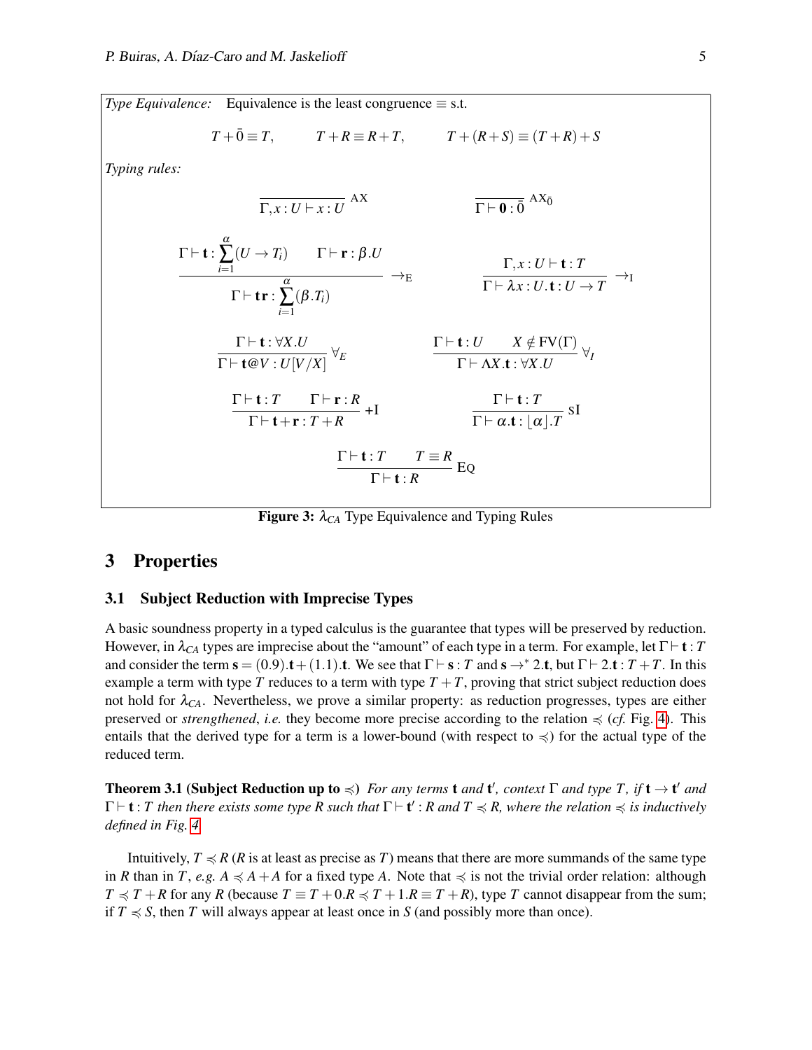*Type Equivalence:* Equivalence is the least congruence $\equiv$ s.t.

$$T + \bar{0} \equiv T, \qquad T + R \equiv R + T, \qquad T + (R + S) \equiv (T + R) + S$$

*Typing rules:*

$$\frac{}{\Gamma, x : U \vdash x : U}\ \text{AX} \qquad\qquad \frac{}{\Gamma \vdash \mathbf{0} : \bar{0}}\ \text{AX}_{\bar{0}}$$

$$\frac{\Gamma \vdash \mathbf{t} : \sum_{i=1}^{\alpha}(U \to T_i) \qquad \Gamma \vdash \mathbf{r} : \beta.U}{\Gamma \vdash \mathbf{t}\mathbf{r} : \sum_{i=1}^{\alpha}(\beta.T_i)}\ \to_{\text{E}} \qquad\qquad \frac{\Gamma, x : U \vdash \mathbf{t} : T}{\Gamma \vdash \lambda x : U.\mathbf{t} : U \to T}\ \to_{\text{I}}$$

$$\frac{\Gamma \vdash \mathbf{t} : \forall X.U}{\Gamma \vdash \mathbf{t}@V : U[V/X]}\ \forall_E \qquad\qquad \frac{\Gamma \vdash \mathbf{t} : U \qquad X \notin \text{FV}(\Gamma)}{\Gamma \vdash \Lambda X.\mathbf{t} : \forall X.U}\ \forall_I$$

$$\frac{\Gamma \vdash \mathbf{t} : T \qquad \Gamma \vdash \mathbf{r} : R}{\Gamma \vdash \mathbf{t} + \mathbf{r} : T + R}\ +\text{I} \qquad\qquad \frac{\Gamma \vdash \mathbf{t} : T}{\Gamma \vdash \alpha.\mathbf{t} : \lfloor \alpha \rfloor.T}\ \text{sI}$$

$$\frac{\Gamma \vdash \mathbf{t} : T \qquad T \equiv R}{\Gamma \vdash \mathbf{t} : R}\ \text{EQ}$$

**Figure 3:** $\lambda_{CA}$ Type Equivalence and Typing Rules

## 3 Properties

### 3.1 Subject Reduction with Imprecise Types

A basic soundness property in a typed calculus is the guarantee that types will be preserved by reduction. However, in $\lambda_{CA}$ types are imprecise about the "amount" of each type in a term. For example, let $\Gamma \vdash \mathbf{t} : T$ and consider the term $\mathbf{s} = (0.9).\mathbf{t} + (1.1).\mathbf{t}$. We see that $\Gamma \vdash \mathbf{s} : T$ and $\mathbf{s} \to^* 2.\mathbf{t}$, but $\Gamma \vdash 2.\mathbf{t} : T + T$. In this example a term with type $T$ reduces to a term with type $T + T$, proving that strict subject reduction does not hold for $\lambda_{CA}$. Nevertheless, we prove a similar property: as reduction progresses, types are either preserved or *strengthened*, *i.e.* they become more precise according to the relation $\preccurlyeq$ (*cf.* Fig. 4). This entails that the derived type for a term is a lower-bound (with respect to $\preccurlyeq$) for the actual type of the reduced term.

**Theorem 3.1 (Subject Reduction up to $\preccurlyeq$)** *For any terms* $\mathbf{t}$ *and* $\mathbf{t}'$*, context* $\Gamma$ *and type* $T$*, if* $\mathbf{t} \to \mathbf{t}'$ *and* $\Gamma \vdash \mathbf{t} : T$ *then there exists some type* $R$ *such that* $\Gamma \vdash \mathbf{t}' : R$ *and* $T \preccurlyeq R$*, where the relation* $\preccurlyeq$ *is inductively defined in Fig. 4*

Intuitively, $T \preccurlyeq R$ ($R$ is at least as precise as $T$) means that there are more summands of the same type in $R$ than in $T$, *e.g.* $A \preccurlyeq A + A$ for a fixed type $A$. Note that $\preccurlyeq$ is not the trivial order relation: although $T \preccurlyeq T + R$ for any $R$ (because $T \equiv T + 0.R \preccurlyeq T + 1.R \equiv T + R$), type $T$ cannot disappear from the sum; if $T \preccurlyeq S$, then $T$ will always appear at least once in $S$ (and possibly more than once).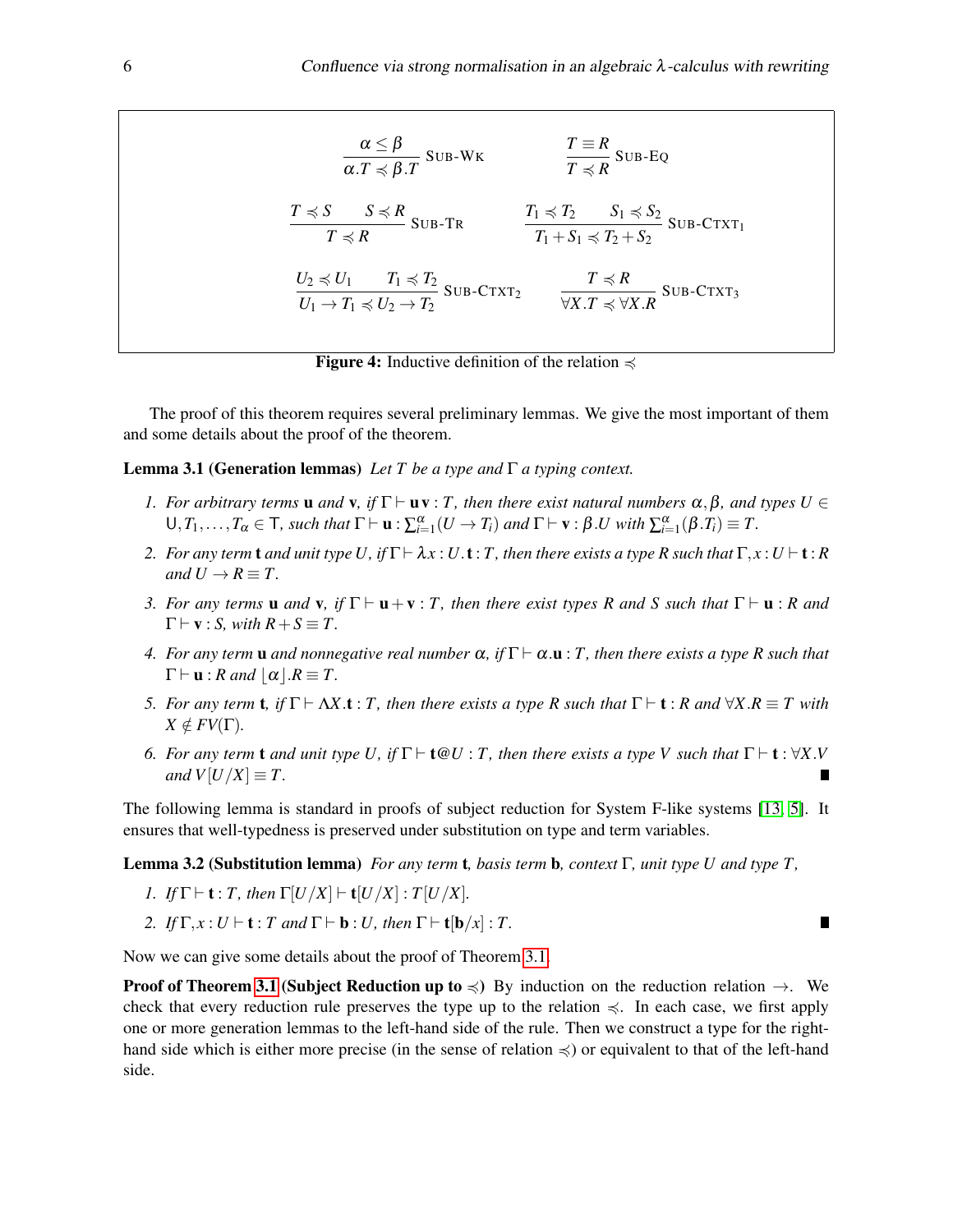$$\frac{\alpha \leq \beta}{\alpha.T \preccurlyeq \beta.T}\ \textsc{Sub-Wk} \qquad \frac{T \equiv R}{T \preccurlyeq R}\ \textsc{Sub-Eq}$$

$$\frac{T \preccurlyeq S \qquad S \preccurlyeq R}{T \preccurlyeq R}\ \textsc{Sub-Tr} \qquad \frac{T_1 \preccurlyeq T_2 \qquad S_1 \preccurlyeq S_2}{T_1 + S_1 \preccurlyeq T_2 + S_2}\ \textsc{Sub-Ctxt}_1$$

$$\frac{U_2 \preccurlyeq U_1 \qquad T_1 \preccurlyeq T_2}{U_1 \to T_1 \preccurlyeq U_2 \to T_2}\ \textsc{Sub-Ctxt}_2 \qquad \frac{T \preccurlyeq R}{\forall X.T \preccurlyeq \forall X.R}\ \textsc{Sub-Ctxt}_3$$

**Figure 4:** Inductive definition of the relation $\preccurlyeq$

The proof of this theorem requires several preliminary lemmas. We give the most important of them and some details about the proof of the theorem.

**Lemma 3.1 (Generation lemmas)** *Let $T$ be a type and $\Gamma$ a typing context.*

1. *For arbitrary terms $\mathbf{u}$ and $\mathbf{v}$, if $\Gamma \vdash \mathbf{u}\,\mathbf{v} : T$, then there exist natural numbers $\alpha, \beta$, and types $U \in \mathsf{U}, T_1, \ldots, T_\alpha \in \mathsf{T}$, such that $\Gamma \vdash \mathbf{u} : \sum_{i=1}^{\alpha}(U \to T_i)$ and $\Gamma \vdash \mathbf{v} : \beta.U$ with $\sum_{i=1}^{\alpha}(\beta.T_i) \equiv T$.*
2. *For any term $\mathbf{t}$ and unit type $U$, if $\Gamma \vdash \lambda x : U.\mathbf{t} : T$, then there exists a type $R$ such that $\Gamma, x : U \vdash \mathbf{t} : R$ and $U \to R \equiv T$.*
3. *For any terms $\mathbf{u}$ and $\mathbf{v}$, if $\Gamma \vdash \mathbf{u} + \mathbf{v} : T$, then there exist types $R$ and $S$ such that $\Gamma \vdash \mathbf{u} : R$ and $\Gamma \vdash \mathbf{v} : S$, with $R + S \equiv T$.*
4. *For any term $\mathbf{u}$ and nonnegative real number $\alpha$, if $\Gamma \vdash \alpha.\mathbf{u} : T$, then there exists a type $R$ such that $\Gamma \vdash \mathbf{u} : R$ and $\lfloor \alpha \rfloor.R \equiv T$.*
5. *For any term $\mathbf{t}$, if $\Gamma \vdash \Lambda X.\mathbf{t} : T$, then there exists a type $R$ such that $\Gamma \vdash \mathbf{t} : R$ and $\forall X.R \equiv T$ with $X \notin FV(\Gamma)$.*
6. *For any term $\mathbf{t}$ and unit type $U$, if $\Gamma \vdash \mathbf{t}@U : T$, then there exists a type $V$ such that $\Gamma \vdash \mathbf{t} : \forall X.V$ and $V[U/X] \equiv T$.* ∎

The following lemma is standard in proofs of subject reduction for System F-like systems [13, 5]. It ensures that well-typedness is preserved under substitution on type and term variables.

**Lemma 3.2 (Substitution lemma)** *For any term $\mathbf{t}$, basis term $\mathbf{b}$, context $\Gamma$, unit type $U$ and type $T$,*

1. *If $\Gamma \vdash \mathbf{t} : T$, then $\Gamma[U/X] \vdash \mathbf{t}[U/X] : T[U/X]$.*
2. *If $\Gamma, x : U \vdash \mathbf{t} : T$ and $\Gamma \vdash \mathbf{b} : U$, then $\Gamma \vdash \mathbf{t}[\mathbf{b}/x] : T$.* ∎

Now we can give some details about the proof of Theorem 3.1.

**Proof of Theorem 3.1 (Subject Reduction up to $\preccurlyeq$)** By induction on the reduction relation $\to$. We check that every reduction rule preserves the type up to the relation $\preccurlyeq$. In each case, we first apply one or more generation lemmas to the left-hand side of the rule. Then we construct a type for the right-hand side which is either more precise (in the sense of relation $\preccurlyeq$) or equivalent to that of the left-hand side.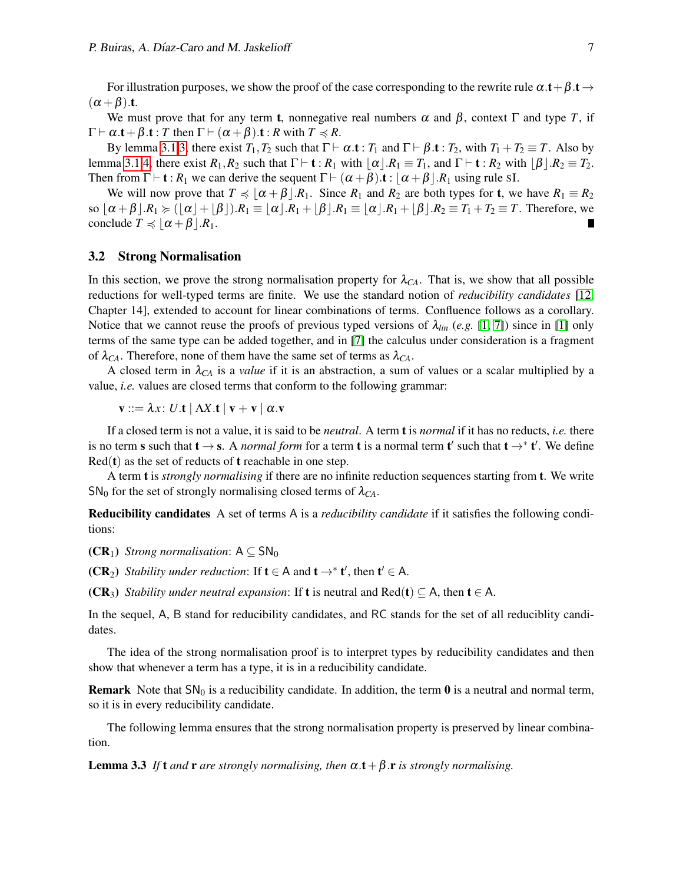For illustration purposes, we show the proof of the case corresponding to the rewrite rule $\alpha.\mathbf{t}+\beta.\mathbf{t} \to (\alpha+\beta).\mathbf{t}$.

We must prove that for any term $\mathbf{t}$, nonnegative real numbers $\alpha$ and $\beta$, context $\Gamma$ and type $T$, if $\Gamma \vdash \alpha.\mathbf{t}+\beta.\mathbf{t} : T$ then $\Gamma \vdash (\alpha+\beta).\mathbf{t} : R$ with $T \preccurlyeq R$.

By lemma 3.1.3, there exist $T_1, T_2$ such that $\Gamma \vdash \alpha.\mathbf{t} : T_1$ and $\Gamma \vdash \beta.\mathbf{t} : T_2$, with $T_1 + T_2 \equiv T$. Also by lemma 3.1.4, there exist $R_1, R_2$ such that $\Gamma \vdash \mathbf{t} : R_1$ with $\lfloor\alpha\rfloor.R_1 \equiv T_1$, and $\Gamma \vdash \mathbf{t} : R_2$ with $\lfloor\beta\rfloor.R_2 \equiv T_2$. Then from $\Gamma \vdash \mathbf{t} : R_1$ we can derive the sequent $\Gamma \vdash (\alpha+\beta).\mathbf{t} : \lfloor\alpha+\beta\rfloor.R_1$ using rule SI.

We will now prove that $T \preccurlyeq \lfloor\alpha+\beta\rfloor.R_1$. Since $R_1$ and $R_2$ are both types for $\mathbf{t}$, we have $R_1 \equiv R_2$ so $\lfloor\alpha+\beta\rfloor.R_1 \succcurlyeq (\lfloor\alpha\rfloor+\lfloor\beta\rfloor).R_1 \equiv \lfloor\alpha\rfloor.R_1 + \lfloor\beta\rfloor.R_1 \equiv \lfloor\alpha\rfloor.R_1 + \lfloor\beta\rfloor.R_2 \equiv T_1 + T_2 \equiv T$. Therefore, we conclude $T \preccurlyeq \lfloor\alpha+\beta\rfloor.R_1$. ∎

### 3.2 Strong Normalisation

In this section, we prove the strong normalisation property for $\lambda_{CA}$. That is, we show that all possible reductions for well-typed terms are finite. We use the standard notion of *reducibility candidates* [12, Chapter 14], extended to account for linear combinations of terms. Confluence follows as a corollary. Notice that we cannot reuse the proofs of previous typed versions of $\lambda_{lin}$ (*e.g.* [1, 7]) since in [1] only terms of the same type can be added together, and in [7] the calculus under consideration is a fragment of $\lambda_{CA}$. Therefore, none of them have the same set of terms as $\lambda_{CA}$.

A closed term in $\lambda_{CA}$ is a *value* if it is an abstraction, a sum of values or a scalar multiplied by a value, *i.e.* values are closed terms that conform to the following grammar:

$\mathbf{v} ::= \lambda x\colon U.\mathbf{t} \mid \Lambda X.\mathbf{t} \mid \mathbf{v}+\mathbf{v} \mid \alpha.\mathbf{v}$

If a closed term is not a value, it is said to be *neutral*. A term $\mathbf{t}$ is *normal* if it has no reducts, *i.e.* there is no term $\mathbf{s}$ such that $\mathbf{t} \to \mathbf{s}$. A *normal form* for a term $\mathbf{t}$ is a normal term $\mathbf{t}'$ such that $\mathbf{t} \to^* \mathbf{t}'$. We define $\mathrm{Red}(\mathbf{t})$ as the set of reducts of $\mathbf{t}$ reachable in one step.

A term $\mathbf{t}$ is *strongly normalising* if there are no infinite reduction sequences starting from $\mathbf{t}$. We write $\mathsf{SN}_0$ for the set of strongly normalising closed terms of $\lambda_{CA}$.

**Reducibility candidates** A set of terms $\mathsf{A}$ is a *reducibility candidate* if it satisfies the following conditions:

**(CR$_1$)** *Strong normalisation*: $\mathsf{A} \subseteq \mathsf{SN}_0$

**(CR$_2$)** *Stability under reduction*: If $\mathbf{t} \in \mathsf{A}$ and $\mathbf{t} \to^* \mathbf{t}'$, then $\mathbf{t}' \in \mathsf{A}$.

**(CR$_3$)** *Stability under neutral expansion*: If $\mathbf{t}$ is neutral and $\mathrm{Red}(\mathbf{t}) \subseteq \mathsf{A}$, then $\mathbf{t} \in \mathsf{A}$.

In the sequel, $\mathsf{A}$, $\mathsf{B}$ stand for reducibility candidates, and $\mathsf{RC}$ stands for the set of all reduciblity candidates.

The idea of the strong normalisation proof is to interpret types by reducibility candidates and then show that whenever a term has a type, it is in a reducibility candidate.

**Remark** Note that $\mathsf{SN}_0$ is a reducibility candidate. In addition, the term $\mathbf{0}$ is a neutral and normal term, so it is in every reducibility candidate.

The following lemma ensures that the strong normalisation property is preserved by linear combination.

**Lemma 3.3** *If* $\mathbf{t}$ *and* $\mathbf{r}$ *are strongly normalising, then* $\alpha.\mathbf{t}+\beta.\mathbf{r}$ *is strongly normalising.*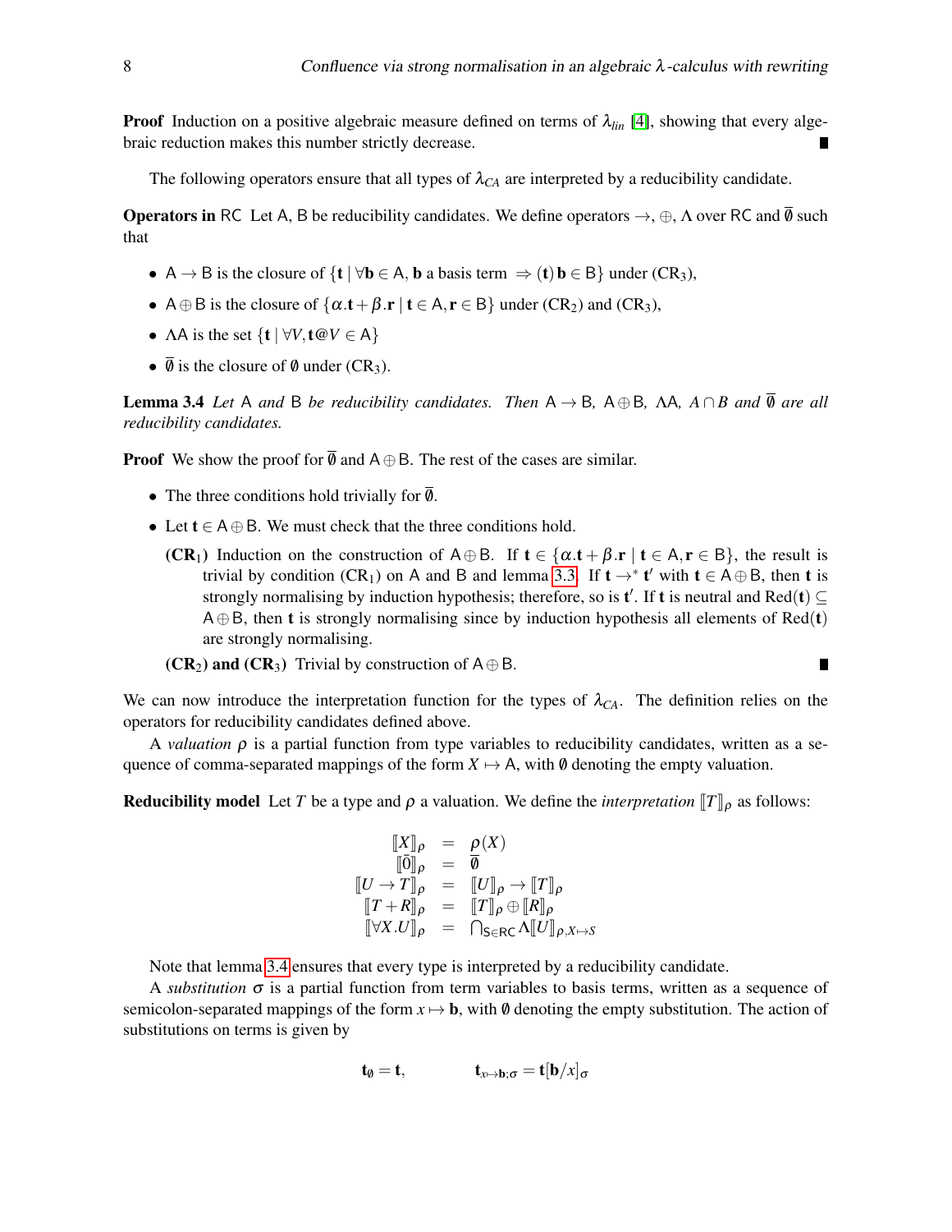**Proof** Induction on a positive algebraic measure defined on terms of $\lambda_{lin}$ [4], showing that every algebraic reduction makes this number strictly decrease. ∎

The following operators ensure that all types of $\lambda_{CA}$ are interpreted by a reducibility candidate.

**Operators in** $\mathsf{RC}$ Let $\mathsf{A}$, $\mathsf{B}$ be reducibility candidates. We define operators $\rightarrow$, $\oplus$, $\Lambda$ over $\mathsf{RC}$ and $\overline{\emptyset}$ such that

- $\mathsf{A} \rightarrow \mathsf{B}$ is the closure of $\{\mathbf{t} \mid \forall \mathbf{b} \in \mathsf{A}, \mathbf{b} \text{ a basis term } \Rightarrow (\mathbf{t})\,\mathbf{b} \in \mathsf{B}\}$ under $(\mathrm{CR}_3)$,
- $\mathsf{A} \oplus \mathsf{B}$ is the closure of $\{\alpha.\mathbf{t} + \beta.\mathbf{r} \mid \mathbf{t} \in \mathsf{A}, \mathbf{r} \in \mathsf{B}\}$ under $(\mathrm{CR}_2)$ and $(\mathrm{CR}_3)$,
- $\Lambda \mathsf{A}$ is the set $\{\mathbf{t} \mid \forall V, \mathbf{t}@V \in \mathsf{A}\}$
- $\overline{\emptyset}$ is the closure of $\emptyset$ under $(\mathrm{CR}_3)$.

**Lemma 3.4** *Let* $\mathsf{A}$ *and* $\mathsf{B}$ *be reducibility candidates. Then* $\mathsf{A} \rightarrow \mathsf{B}$, $\mathsf{A} \oplus \mathsf{B}$, $\Lambda \mathsf{A}$, $A \cap B$ *and* $\overline{\emptyset}$ *are all reducibility candidates.*

**Proof** We show the proof for $\overline{\emptyset}$ and $\mathsf{A} \oplus \mathsf{B}$. The rest of the cases are similar.

- The three conditions hold trivially for $\overline{\emptyset}$.
- Let $\mathbf{t} \in \mathsf{A} \oplus \mathsf{B}$. We must check that the three conditions hold.

  **($\mathrm{CR}_1$)** Induction on the construction of $\mathsf{A} \oplus \mathsf{B}$. If $\mathbf{t} \in \{\alpha.\mathbf{t} + \beta.\mathbf{r} \mid \mathbf{t} \in \mathsf{A}, \mathbf{r} \in \mathsf{B}\}$, the result is trivial by condition $(\mathrm{CR}_1)$ on $\mathsf{A}$ and $\mathsf{B}$ and lemma 3.3. If $\mathbf{t} \rightarrow^* \mathbf{t}'$ with $\mathbf{t} \in \mathsf{A} \oplus \mathsf{B}$, then $\mathbf{t}$ is strongly normalising by induction hypothesis; therefore, so is $\mathbf{t}'$. If $\mathbf{t}$ is neutral and $\mathrm{Red}(\mathbf{t}) \subseteq \mathsf{A} \oplus \mathsf{B}$, then $\mathbf{t}$ is strongly normalising since by induction hypothesis all elements of $\mathrm{Red}(\mathbf{t})$ are strongly normalising.

  **($\mathrm{CR}_2$) and ($\mathrm{CR}_3$)** Trivial by construction of $\mathsf{A} \oplus \mathsf{B}$. ∎

We can now introduce the interpretation function for the types of $\lambda_{CA}$. The definition relies on the operators for reducibility candidates defined above.

A *valuation* $\rho$ is a partial function from type variables to reducibility candidates, written as a sequence of comma-separated mappings of the form $X \mapsto \mathsf{A}$, with $\emptyset$ denoting the empty valuation.

**Reducibility model** Let $T$ be a type and $\rho$ a valuation. We define the *interpretation* $[\![T]\!]_\rho$ as follows:

$$
\begin{array}{rcl}
[\![X]\!]_\rho & = & \rho(X) \\
[\![\bar{0}]\!]_\rho & = & \overline{\emptyset} \\
[\![U \rightarrow T]\!]_\rho & = & [\![U]\!]_\rho \rightarrow [\![T]\!]_\rho \\
[\![T + R]\!]_\rho & = & [\![T]\!]_\rho \oplus [\![R]\!]_\rho \\
[\![\forall X.U]\!]_\rho & = & \bigcap_{\mathsf{S} \in \mathsf{RC}} \Lambda [\![U]\!]_{\rho, X \mapsto S}
\end{array}
$$

Note that lemma 3.4 ensures that every type is interpreted by a reducibility candidate.

A *substitution* $\sigma$ is a partial function from term variables to basis terms, written as a sequence of semicolon-separated mappings of the form $x \mapsto \mathbf{b}$, with $\emptyset$ denoting the empty substitution. The action of substitutions on terms is given by

$$
\mathbf{t}_\emptyset = \mathbf{t}, \qquad \mathbf{t}_{x \mapsto \mathbf{b}; \sigma} = \mathbf{t}[\mathbf{b}/x]_\sigma
$$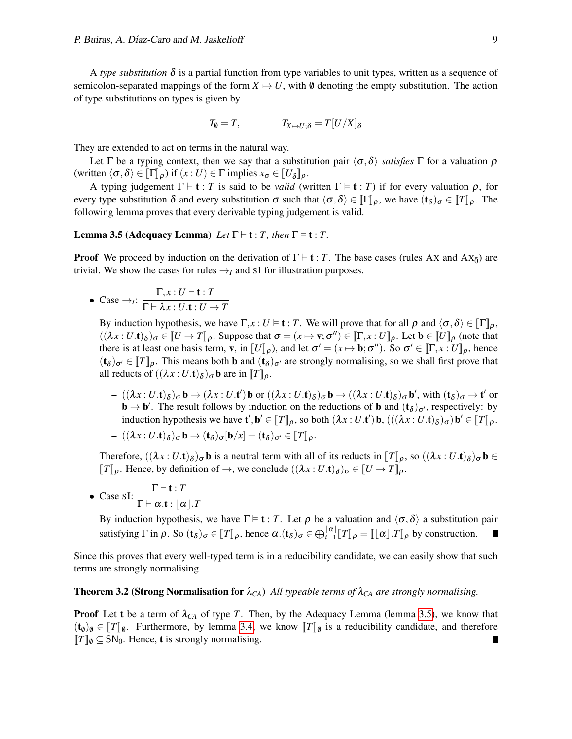A *type substitution* $\delta$ is a partial function from type variables to unit types, written as a sequence of semicolon-separated mappings of the form $X \mapsto U$, with $\emptyset$ denoting the empty substitution. The action of type substitutions on types is given by

$$T_\emptyset = T, \qquad\qquad T_{X\mapsto U;\delta} = T[U/X]_\delta$$

They are extended to act on terms in the natural way.

Let $\Gamma$ be a typing context, then we say that a substitution pair $\langle\sigma,\delta\rangle$ *satisfies* $\Gamma$ for a valuation $\rho$ (written $\langle\sigma,\delta\rangle \in [\![\Gamma]\!]_\rho$) if $(x:U)\in\Gamma$ implies $x_\sigma \in [\![U_\delta]\!]_\rho$.

A typing judgement $\Gamma\vdash\mathbf{t}:T$ is said to be *valid* (written $\Gamma\vDash\mathbf{t}:T$) if for every valuation $\rho$, for every type substitution $\delta$ and every substitution $\sigma$ such that $\langle\sigma,\delta\rangle\in[\![\Gamma]\!]_\rho$, we have $(\mathbf{t}_\delta)_\sigma\in[\![T]\!]_\rho$. The following lemma proves that every derivable typing judgement is valid.

**Lemma 3.5 (Adequacy Lemma)** *Let $\Gamma\vdash\mathbf{t}:T$, then $\Gamma\vDash\mathbf{t}:T$.*

**Proof** We proceed by induction on the derivation of $\Gamma\vdash\mathbf{t}:T$. The base cases (rules AX and AX$_{\vec{0}}$) are trivial. We show the cases for rules $\to_I$ and SI for illustration purposes.

- Case $\to_I$: $\dfrac{\Gamma,x:U\vdash\mathbf{t}:T}{\Gamma\vdash\lambda x:U.\mathbf{t}:U\to T}$

  By induction hypothesis, we have $\Gamma,x:U\vDash\mathbf{t}:T$. We will prove that for all $\rho$ and $\langle\sigma,\delta\rangle\in[\![\Gamma]\!]_\rho$, $((\lambda x:U.\mathbf{t})_\delta)_\sigma\in[\![U\to T]\!]_\rho$. Suppose that $\sigma=(x\mapsto\mathbf{v};\sigma'')\in[\![\Gamma,x:U]\!]_\rho$. Let $\mathbf{b}\in[\![U]\!]_\rho$ (note that there is at least one basis term, $\mathbf{v}$, in $[\![U]\!]_\rho$), and let $\sigma'=(x\mapsto\mathbf{b};\sigma'')$. So $\sigma'\in[\![\Gamma,x:U]\!]_\rho$, hence $(\mathbf{t}_\delta)_{\sigma'}\in[\![T]\!]_\rho$. This means both $\mathbf{b}$ and $(\mathbf{t}_\delta)_{\sigma'}$ are strongly normalising, so we shall first prove that all reducts of $((\lambda x:U.\mathbf{t})_\delta)_\sigma\,\mathbf{b}$ are in $[\![T]\!]_\rho$.

  - $((\lambda x:U.\mathbf{t})_\delta)_\sigma\,\mathbf{b}\to(\lambda x:U.\mathbf{t}')\,\mathbf{b}$ or $((\lambda x:U.\mathbf{t})_\delta)_\sigma\,\mathbf{b}\to((\lambda x:U.\mathbf{t})_\delta)_\sigma\,\mathbf{b}'$, with $(\mathbf{t}_\delta)_\sigma\to\mathbf{t}'$ or $\mathbf{b}\to\mathbf{b}'$. The result follows by induction on the reductions of $\mathbf{b}$ and $(\mathbf{t}_\delta)_{\sigma'}$, respectively: by induction hypothesis we have $\mathbf{t}',\mathbf{b}'\in[\![T]\!]_\rho$, so both $(\lambda x:U.\mathbf{t}')\,\mathbf{b}$, $(((\lambda x:U.\mathbf{t})_\delta)_\sigma)\,\mathbf{b}'\in[\![T]\!]_\rho$.
  - $((\lambda x:U.\mathbf{t})_\delta)_\sigma\,\mathbf{b}\to(\mathbf{t}_\delta)_\sigma[\mathbf{b}/x]=(\mathbf{t}_\delta)_{\sigma'}\in[\![T]\!]_\rho$.

  Therefore, $((\lambda x:U.\mathbf{t})_\delta)_\sigma\,\mathbf{b}$ is a neutral term with all of its reducts in $[\![T]\!]_\rho$, so $((\lambda x:U.\mathbf{t})_\delta)_\sigma\,\mathbf{b}\in[\![T]\!]_\rho$. Hence, by definition of $\to$, we conclude $((\lambda x:U.\mathbf{t})_\delta)_\sigma\in[\![U\to T]\!]_\rho$.

- Case SI: $\dfrac{\Gamma\vdash\mathbf{t}:T}{\Gamma\vdash\alpha.\mathbf{t}:\lfloor\alpha\rfloor.T}$

  By induction hypothesis, we have $\Gamma\vDash\mathbf{t}:T$. Let $\rho$ be a valuation and $\langle\sigma,\delta\rangle$ a substitution pair satisfying $\Gamma$ in $\rho$. So $(\mathbf{t}_\delta)_\sigma\in[\![T]\!]_\rho$, hence $\alpha.(\mathbf{t}_\delta)_\sigma\in\bigoplus_{i=1}^{\lfloor\alpha\rfloor}[\![T]\!]_\rho=[\![\lfloor\alpha\rfloor.T]\!]_\rho$ by construction. ∎

Since this proves that every well-typed term is in a reducibility candidate, we can easily show that such terms are strongly normalising.

**Theorem 3.2 (Strong Normalisation for $\lambda_{CA}$)** *All typeable terms of $\lambda_{CA}$ are strongly normalising.*

**Proof** Let $\mathbf{t}$ be a term of $\lambda_{CA}$ of type $T$. Then, by the Adequacy Lemma (lemma 3.5), we know that $(\mathbf{t}_\emptyset)_\emptyset\in[\![T]\!]_\emptyset$. Furthermore, by lemma 3.4 we know $[\![T]\!]_\emptyset$ is a reducibility candidate, and therefore $[\![T]\!]_\emptyset\subseteq\mathsf{SN}_0$. Hence, $\mathbf{t}$ is strongly normalising. ∎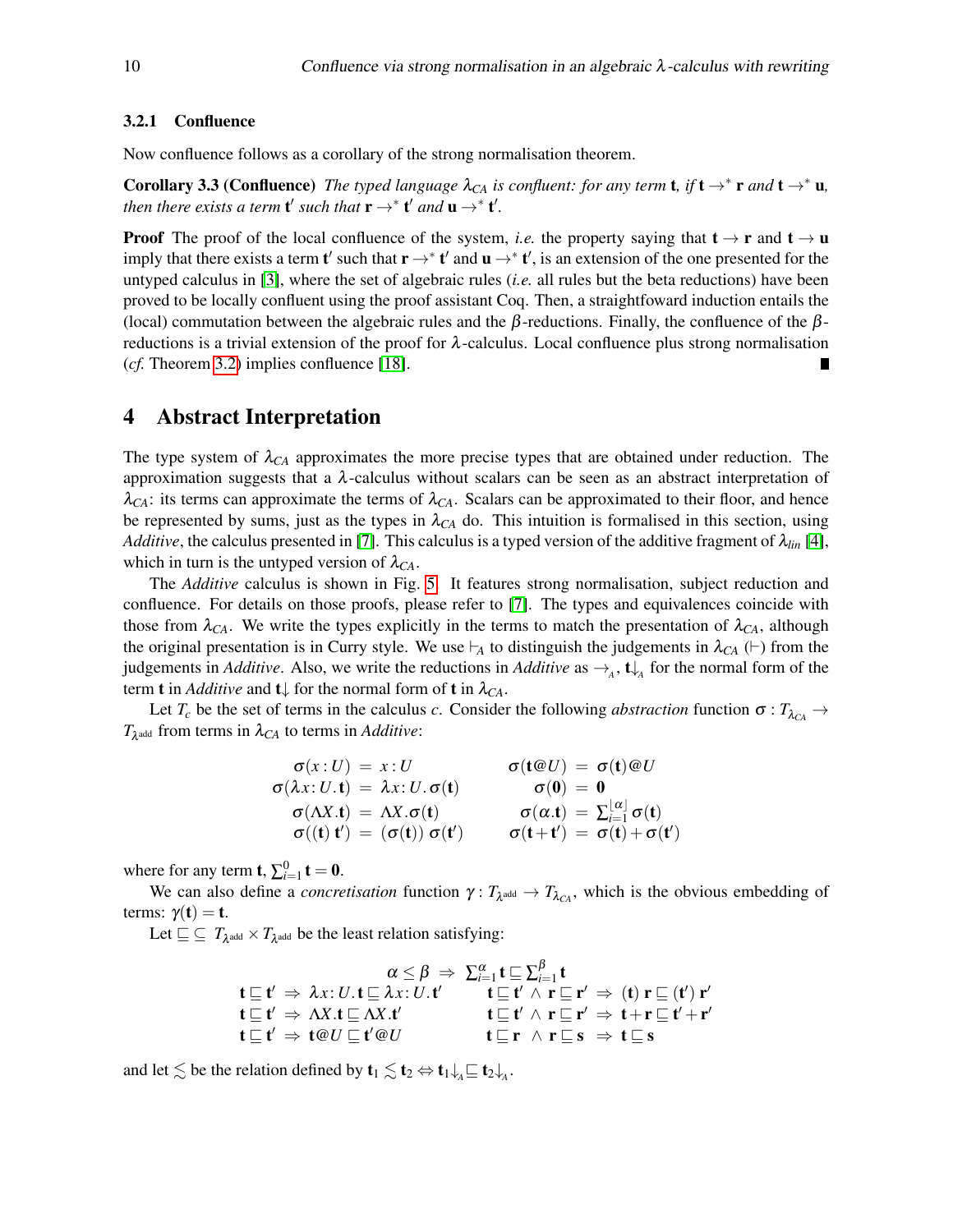#### 3.2.1 Confluence

Now confluence follows as a corollary of the strong normalisation theorem.

**Corollary 3.3 (Confluence)** *The typed language $\lambda_{CA}$ is confluent: for any term* $\mathbf{t}$*, if* $\mathbf{t} \to^* \mathbf{r}$ *and* $\mathbf{t} \to^* \mathbf{u}$*, then there exists a term* $\mathbf{t}'$ *such that* $\mathbf{r} \to^* \mathbf{t}'$ *and* $\mathbf{u} \to^* \mathbf{t}'$*.*

**Proof** The proof of the local confluence of the system, *i.e.* the property saying that $\mathbf{t} \to \mathbf{r}$ and $\mathbf{t} \to \mathbf{u}$ imply that there exists a term $\mathbf{t}'$ such that $\mathbf{r} \to^* \mathbf{t}'$ and $\mathbf{u} \to^* \mathbf{t}'$, is an extension of the one presented for the untyped calculus in [3], where the set of algebraic rules (*i.e.* all rules but the beta reductions) have been proved to be locally confluent using the proof assistant Coq. Then, a straightfoward induction entails the (local) commutation between the algebraic rules and the $\beta$-reductions. Finally, the confluence of the $\beta$-reductions is a trivial extension of the proof for $\lambda$-calculus. Local confluence plus strong normalisation (*cf.* Theorem 3.2) implies confluence [18]. ∎

## 4 Abstract Interpretation

The type system of $\lambda_{CA}$ approximates the more precise types that are obtained under reduction. The approximation suggests that a $\lambda$-calculus without scalars can be seen as an abstract interpretation of $\lambda_{CA}$: its terms can approximate the terms of $\lambda_{CA}$. Scalars can be approximated to their floor, and hence be represented by sums, just as the types in $\lambda_{CA}$ do. This intuition is formalised in this section, using *Additive*, the calculus presented in [7]. This calculus is a typed version of the additive fragment of $\lambda_{lin}$ [4], which in turn is the untyped version of $\lambda_{CA}$.

The *Additive* calculus is shown in Fig. 5. It features strong normalisation, subject reduction and confluence. For details on those proofs, please refer to [7]. The types and equivalences coincide with those from $\lambda_{CA}$. We write the types explicitly in the terms to match the presentation of $\lambda_{CA}$, although the original presentation is in Curry style. We use $\vdash_A$ to distinguish the judgements in $\lambda_{CA}$ ($\vdash$) from the judgements in *Additive*. Also, we write the reductions in *Additive* as $\to_{_A}$, $\mathbf{t}{\downarrow_{_A}}$ for the normal form of the term $\mathbf{t}$ in *Additive* and $\mathbf{t}{\downarrow}$ for the normal form of $\mathbf{t}$ in $\lambda_{CA}$.

Let $T_c$ be the set of terms in the calculus $c$. Consider the following *abstraction* function $\sigma : T_{\lambda_{CA}} \to T_{\lambda^{\text{add}}}$ from terms in $\lambda_{CA}$ to terms in *Additive*:

$$
\begin{array}{rclcrcl}
\sigma(x:U) & = & x:U & \qquad & \sigma(\mathbf{t}@U) & = & \sigma(\mathbf{t})@U \\
\sigma(\lambda x\colon U.\mathbf{t}) & = & \lambda x\colon U.\sigma(\mathbf{t}) & & \sigma(\mathbf{0}) & = & \mathbf{0} \\
\sigma(\Lambda X.\mathbf{t}) & = & \Lambda X.\sigma(\mathbf{t}) & & \sigma(\alpha.\mathbf{t}) & = & \sum_{i=1}^{\lfloor \alpha \rfloor} \sigma(\mathbf{t}) \\
\sigma((\mathbf{t})\ \mathbf{t}') & = & (\sigma(\mathbf{t}))\ \sigma(\mathbf{t}') & & \sigma(\mathbf{t}+\mathbf{t}') & = & \sigma(\mathbf{t})+\sigma(\mathbf{t}')
\end{array}
$$

where for any term $\mathbf{t}$, $\sum_{i=1}^{0} \mathbf{t} = \mathbf{0}$.

We can also define a *concretisation* function $\gamma : T_{\lambda^{\text{add}}} \to T_{\lambda_{CA}}$, which is the obvious embedding of terms: $\gamma(\mathbf{t}) = \mathbf{t}$.

Let $\sqsubseteq \subseteq T_{\lambda^{\text{add}}} \times T_{\lambda^{\text{add}}}$ be the least relation satisfying:

$$
\begin{array}{c}
\alpha \leq \beta \ \Rightarrow\ \sum_{i=1}^{\alpha} \mathbf{t} \sqsubseteq \sum_{i=1}^{\beta} \mathbf{t} \\
\begin{array}{ll}
\mathbf{t} \sqsubseteq \mathbf{t}' \ \Rightarrow\ \lambda x\colon U.\mathbf{t} \sqsubseteq \lambda x\colon U.\mathbf{t}' & \quad \mathbf{t} \sqsubseteq \mathbf{t}' \ \wedge\ \mathbf{r} \sqsubseteq \mathbf{r}' \ \Rightarrow\ (\mathbf{t})\ \mathbf{r} \sqsubseteq (\mathbf{t}')\ \mathbf{r}' \\
\mathbf{t} \sqsubseteq \mathbf{t}' \ \Rightarrow\ \Lambda X.\mathbf{t} \sqsubseteq \Lambda X.\mathbf{t}' & \quad \mathbf{t} \sqsubseteq \mathbf{t}' \ \wedge\ \mathbf{r} \sqsubseteq \mathbf{r}' \ \Rightarrow\ \mathbf{t}+\mathbf{r} \sqsubseteq \mathbf{t}'+\mathbf{r}' \\
\mathbf{t} \sqsubseteq \mathbf{t}' \ \Rightarrow\ \mathbf{t}@U \sqsubseteq \mathbf{t}'@U & \quad \mathbf{t} \sqsubseteq \mathbf{r} \ \ \wedge\ \mathbf{r} \sqsubseteq \mathbf{s} \ \Rightarrow\ \mathbf{t} \sqsubseteq \mathbf{s}
\end{array}
\end{array}
$$

and let $\lesssim$ be the relation defined by $\mathbf{t}_1 \lesssim \mathbf{t}_2 \Leftrightarrow \mathbf{t}_1{\downarrow_{_A}} \sqsubseteq \mathbf{t}_2{\downarrow_{_A}}$.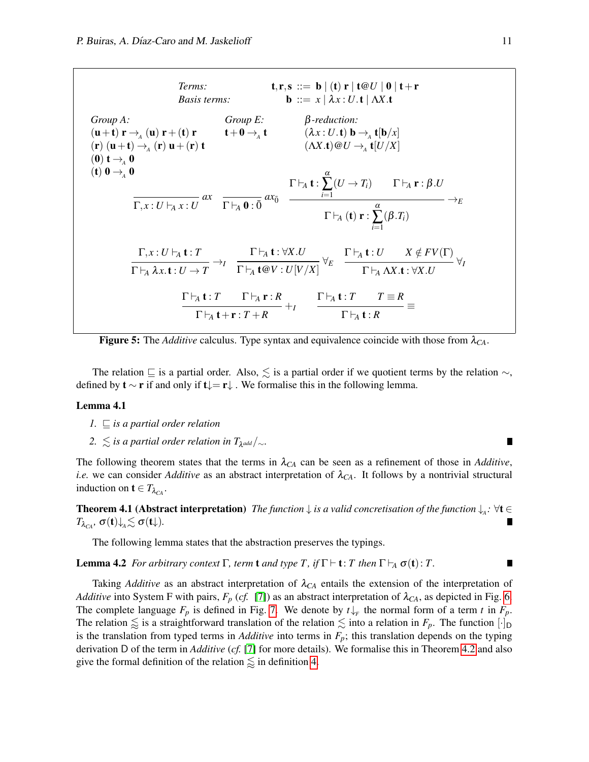*Terms:* $\quad \mathbf{t},\mathbf{r},\mathbf{s} ::= \mathbf{b} \mid (\mathbf{t})\ \mathbf{r} \mid \mathbf{t}@U \mid \mathbf{0} \mid \mathbf{t}+\mathbf{r}$

*Basis terms:* $\quad \mathbf{b} ::= x \mid \lambda x:U.\mathbf{t} \mid \Lambda X.\mathbf{t}$

*Group A:*

$(\mathbf{u}+\mathbf{t})\ \mathbf{r} \to_{A} (\mathbf{u})\ \mathbf{r}+(\mathbf{t})\ \mathbf{r}$

$(\mathbf{r})\ (\mathbf{u}+\mathbf{t}) \to_{A} (\mathbf{r})\ \mathbf{u}+(\mathbf{r})\ \mathbf{t}$

$(\mathbf{0})\ \mathbf{t} \to_{A} \mathbf{0}$

$(\mathbf{t})\ \mathbf{0} \to_{A} \mathbf{0}$

*Group E:*

$\mathbf{t}+\mathbf{0} \to_{A} \mathbf{t}$

*β-reduction:*

$(\lambda x:U.\mathbf{t})\ \mathbf{b} \to_{A} \mathbf{t}[\mathbf{b}/x]$

$(\Lambda X.\mathbf{t})@U \to_{A} \mathbf{t}[U/X]$

$$\frac{}{\Gamma,x:U\vdash_A x:U}\ ax \qquad \frac{}{\Gamma\vdash_A \mathbf{0}:\bar{0}}\ ax_{\bar{0}} \qquad \frac{\Gamma\vdash_A \mathbf{t}:\sum_{i=1}^{\alpha}(U\to T_i) \qquad \Gamma\vdash_A \mathbf{r}:\beta.U}{\Gamma\vdash_A (\mathbf{t})\ \mathbf{r}:\sum_{i=1}^{\alpha}(\beta.T_i)}\ \to_E$$

$$\frac{\Gamma,x:U\vdash_A \mathbf{t}:T}{\Gamma\vdash_A \lambda x.\mathbf{t}:U\to T}\ \to_I \qquad \frac{\Gamma\vdash_A \mathbf{t}:\forall X.U}{\Gamma\vdash_A \mathbf{t}@V:U[V/X]}\ \forall_E \qquad \frac{\Gamma\vdash_A \mathbf{t}:U \qquad X\notin FV(\Gamma)}{\Gamma\vdash_A \Lambda X.\mathbf{t}:\forall X.U}\ \forall_I$$

$$\frac{\Gamma\vdash_A \mathbf{t}:T \qquad \Gamma\vdash_A \mathbf{r}:R}{\Gamma\vdash_A \mathbf{t}+\mathbf{r}:T+R}\ +_I \qquad \frac{\Gamma\vdash_A \mathbf{t}:T \qquad T\equiv R}{\Gamma\vdash_A \mathbf{t}:R}\ \equiv$$

**Figure 5:** The *Additive* calculus. Type syntax and equivalence coincide with those from $\lambda_{CA}$.

The relation $\sqsubseteq$ is a partial order. Also, $\lesssim$ is a partial order if we quotient terms by the relation $\sim$, defined by $\mathbf{t}\sim\mathbf{r}$ if and only if $\mathbf{t}{\downarrow}=\mathbf{r}{\downarrow}$ . We formalise this in the following lemma.

**Lemma 4.1**

1. *$\sqsubseteq$ is a partial order relation*
2. *$\lesssim$ is a partial order relation in $T_{\lambda^{add}}/_{\sim}$.*

The following theorem states that the terms in $\lambda_{CA}$ can be seen as a refinement of those in *Additive*, *i.e.* we can consider *Additive* as an abstract interpretation of $\lambda_{CA}$. It follows by a nontrivial structural induction on $\mathbf{t}\in T_{\lambda_{CA}}$.

**Theorem 4.1 (Abstract interpretation)** *The function $\downarrow$ is a valid concretisation of the function $\downarrow_{A}$: $\forall\mathbf{t}\in T_{\lambda_{CA}}$, $\sigma(\mathbf{t}){\downarrow_{A}}\lesssim\sigma(\mathbf{t}{\downarrow})$.*

The following lemma states that the abstraction preserves the typings.

**Lemma 4.2** *For arbitrary context $\Gamma$, term $\mathbf{t}$ and type $T$, if $\Gamma\vdash\mathbf{t}:T$ then $\Gamma\vdash_A\sigma(\mathbf{t}):T$.*

Taking *Additive* as an abstract interpretation of $\lambda_{CA}$ entails the extension of the interpretation of *Additive* into System F with pairs, $F_p$ (*cf.* [7]) as an abstract interpretation of $\lambda_{CA}$, as depicted in Fig. 6. The complete language $F_p$ is defined in Fig. 7. We denote by $t{\downarrow_{F}}$ the normal form of a term $t$ in $F_p$. The relation $\lessapprox$ is a straightforward translation of the relation $\lesssim$ into a relation in $F_p$. The function $[\cdot]_{\mathsf{D}}$ is the translation from typed terms in *Additive* into terms in $F_p$; this translation depends on the typing derivation $\mathsf{D}$ of the term in *Additive* (*cf.* [7] for more details). We formalise this in Theorem 4.2 and also give the formal definition of the relation $\lessapprox$ in definition 4.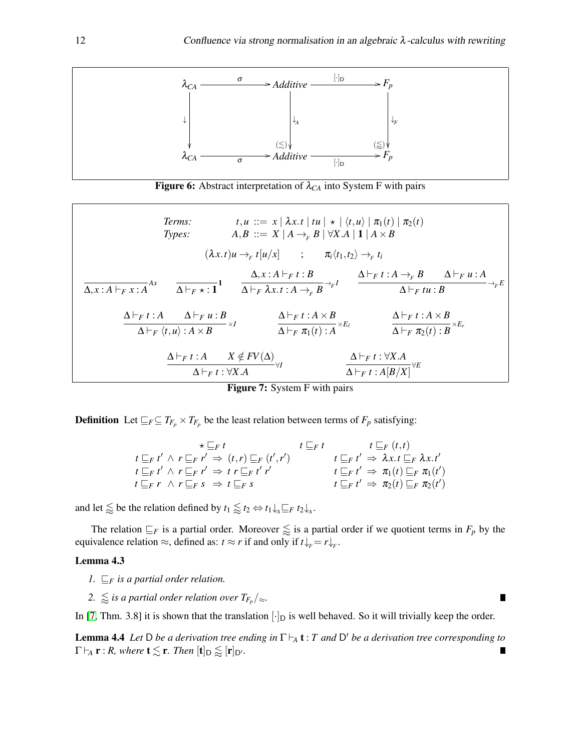$$
\begin{array}{ccccc}
\lambda_{CA} & \xrightarrow{\ \sigma\ } & \textit{Additive} & \xrightarrow{\ [\cdot]_{\mathsf{D}}\ } & F_p \\
\downarrow & & \downarrow_{\!A} & & \downarrow_{\!F} \\
 & & (\lesssim) & & (\lessapprox) \\
\lambda_{CA} & \xrightarrow[\ \sigma\ ]{} & \textit{Additive} & \xrightarrow[\ [\cdot]_{\mathsf{D}}\ ]{} & F_p
\end{array}
$$

**Figure 6:** Abstract interpretation of $\lambda_{CA}$ into System F with pairs

*Terms:* $t,u ::= x \mid \lambda x.t \mid tu \mid \star \mid \langle t,u\rangle \mid \pi_1(t) \mid \pi_2(t)$

*Types:* $A,B ::= X \mid A \to_F B \mid \forall X.A \mid \mathbf{1} \mid A \times B$

$$(\lambda x.t)u \to_F t[u/x] \qquad ; \qquad \pi_i\langle t_1,t_2\rangle \to_F t_i$$

$$\frac{}{\Delta, x:A \vdash_F x:A}Ax \qquad \frac{}{\Delta \vdash_F \star : \mathbf{1}}\mathbf{1} \qquad \frac{\Delta, x:A \vdash_F t:B}{\Delta \vdash_F \lambda x.t : A \to_F B}\to_F I \qquad \frac{\Delta \vdash_F t : A \to_F B \qquad \Delta \vdash_F u:A}{\Delta \vdash_F tu : B}\to_F E$$

$$\frac{\Delta \vdash_F t:A \qquad \Delta \vdash_F u:B}{\Delta \vdash_F \langle t,u\rangle : A \times B}\times I \qquad \frac{\Delta \vdash_F t : A \times B}{\Delta \vdash_F \pi_1(t):A}\times E_\ell \qquad \frac{\Delta \vdash_F t : A \times B}{\Delta \vdash_F \pi_2(t):B}\times E_r$$

$$\frac{\Delta \vdash_F t:A \qquad X \notin FV(\Delta)}{\Delta \vdash_F t : \forall X.A}\forall I \qquad \frac{\Delta \vdash_F t : \forall X.A}{\Delta \vdash_F t : A[B/X]}\forall E$$

**Figure 7:** System F with pairs

**Definition** Let $\sqsubseteq_F \subseteq T_{F_p} \times T_{F_p}$ be the least relation between terms of $F_p$ satisfying:

$$
\begin{array}{lcl}
\star \sqsubseteq_F t & \quad t \sqsubseteq_F t & \quad t \sqsubseteq_F (t,t) \\
t \sqsubseteq_F t' \wedge r \sqsubseteq_F r' \Rightarrow (t,r) \sqsubseteq_F (t',r') & & t \sqsubseteq_F t' \Rightarrow \lambda x.t \sqsubseteq_F \lambda x.t' \\
t \sqsubseteq_F t' \wedge r \sqsubseteq_F r' \Rightarrow t\, r \sqsubseteq_F t'\, r' & & t \sqsubseteq_F t' \Rightarrow \pi_1(t) \sqsubseteq_F \pi_1(t') \\
t \sqsubseteq_F r \wedge r \sqsubseteq_F s \Rightarrow t \sqsubseteq_F s & & t \sqsubseteq_F t' \Rightarrow \pi_2(t) \sqsubseteq_F \pi_2(t')
\end{array}
$$

and let $\lessapprox$ be the relation defined by $t_1 \lessapprox t_2 \Leftrightarrow t_1{\downarrow_A} \sqsubseteq_F t_2{\downarrow_A}$.

The relation $\sqsubseteq_F$ is a partial order. Moreover $\lessapprox$ is a partial order if we quotient terms in $F_p$ by the equivalence relation $\approx$, defined as: $t \approx r$ if and only if $t{\downarrow_F} = r{\downarrow_F}$.

**Lemma 4.3**

1. *$\sqsubseteq_F$ is a partial order relation.*
2. *$\lessapprox$ is a partial order relation over $T_{F_p}/_\approx$.* ∎

In [7, Thm. 3.8] it is shown that the translation $[\cdot]_{\mathsf{D}}$ is well behaved. So it will trivially keep the order.

**Lemma 4.4** *Let $\mathsf{D}$ be a derivation tree ending in $\Gamma \vdash_A \mathbf{t} : T$ and $\mathsf{D}'$ be a derivation tree corresponding to $\Gamma \vdash_A \mathbf{r} : R$, where $\mathbf{t} \lesssim \mathbf{r}$. Then $[\mathbf{t}]_{\mathsf{D}} \lessapprox [\mathbf{r}]_{\mathsf{D}'}$.* ∎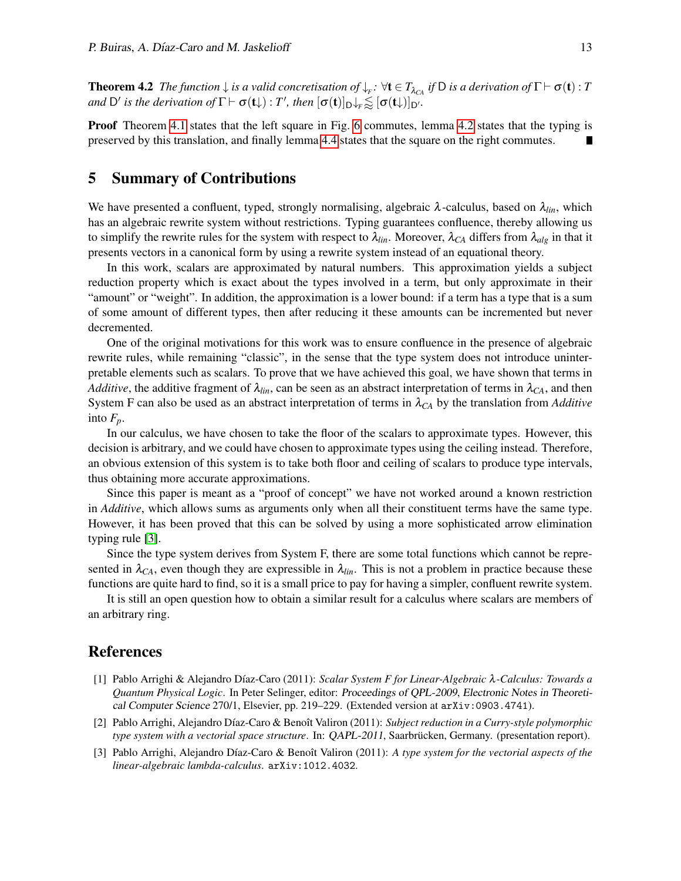**Theorem 4.2** *The function $\downarrow$ is a valid concretisation of $\downarrow_r$: $\forall \mathbf{t} \in T_{\lambda_{CA}}$ if $\mathsf{D}$ is a derivation of $\Gamma \vdash \sigma(\mathbf{t}) : T$ and $\mathsf{D}'$ is the derivation of $\Gamma \vdash \sigma(\mathbf{t}\downarrow) : T'$, then $[\sigma(\mathbf{t})]_{\mathsf{D}}\downarrow_r \lessapprox [\sigma(\mathbf{t}\downarrow)]_{\mathsf{D}'}$.*

**Proof** Theorem 4.1 states that the left square in Fig. 6 commutes, lemma 4.2 states that the typing is preserved by this translation, and finally lemma 4.4 states that the square on the right commutes. ∎

## 5 Summary of Contributions

We have presented a confluent, typed, strongly normalising, algebraic $\lambda$-calculus, based on $\lambda_{lin}$, which has an algebraic rewrite system without restrictions. Typing guarantees confluence, thereby allowing us to simplify the rewrite rules for the system with respect to $\lambda_{lin}$. Moreover, $\lambda_{CA}$ differs from $\lambda_{alg}$ in that it presents vectors in a canonical form by using a rewrite system instead of an equational theory.

In this work, scalars are approximated by natural numbers. This approximation yields a subject reduction property which is exact about the types involved in a term, but only approximate in their "amount" or "weight". In addition, the approximation is a lower bound: if a term has a type that is a sum of some amount of different types, then after reducing it these amounts can be incremented but never decremented.

One of the original motivations for this work was to ensure confluence in the presence of algebraic rewrite rules, while remaining "classic", in the sense that the type system does not introduce uninterpretable elements such as scalars. To prove that we have achieved this goal, we have shown that terms in *Additive*, the additive fragment of $\lambda_{lin}$, can be seen as an abstract interpretation of terms in $\lambda_{CA}$, and then System F can also be used as an abstract interpretation of terms in $\lambda_{CA}$ by the translation from *Additive* into $F_p$.

In our calculus, we have chosen to take the floor of the scalars to approximate types. However, this decision is arbitrary, and we could have chosen to approximate types using the ceiling instead. Therefore, an obvious extension of this system is to take both floor and ceiling of scalars to produce type intervals, thus obtaining more accurate approximations.

Since this paper is meant as a "proof of concept" we have not worked around a known restriction in *Additive*, which allows sums as arguments only when all their constituent terms have the same type. However, it has been proved that this can be solved by using a more sophisticated arrow elimination typing rule [3].

Since the type system derives from System F, there are some total functions which cannot be represented in $\lambda_{CA}$, even though they are expressible in $\lambda_{lin}$. This is not a problem in practice because these functions are quite hard to find, so it is a small price to pay for having a simpler, confluent rewrite system.

It is still an open question how to obtain a similar result for a calculus where scalars are members of an arbitrary ring.

## References

[1] Pablo Arrighi & Alejandro Díaz-Caro (2011): *Scalar System F for Linear-Algebraic $\lambda$-Calculus: Towards a Quantum Physical Logic*. In Peter Selinger, editor: Proceedings of QPL-2009, Electronic Notes in Theoretical Computer Science 270/1, Elsevier, pp. 219–229. (Extended version at `arXiv:0903.4741`).

[2] Pablo Arrighi, Alejandro Díaz-Caro & Benoît Valiron (2011): *Subject reduction in a Curry-style polymorphic type system with a vectorial space structure*. In: QAPL-2011, Saarbrücken, Germany. (presentation report).

[3] Pablo Arrighi, Alejandro Díaz-Caro & Benoît Valiron (2011): *A type system for the vectorial aspects of the linear-algebraic lambda-calculus*. `arXiv:1012.4032`.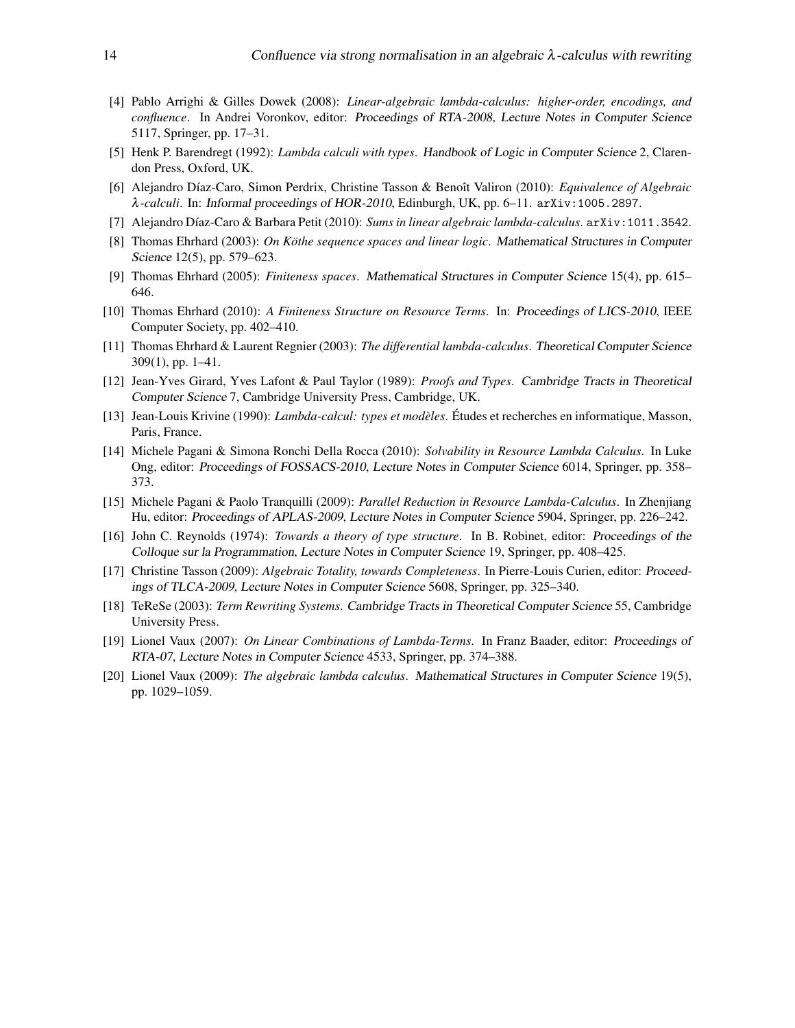[4] Pablo Arrighi & Gilles Dowek (2008): *Linear-algebraic lambda-calculus: higher-order, encodings, and confluence*. In Andrei Voronkov, editor: *Proceedings of RTA-2008*, *Lecture Notes in Computer Science* 5117, Springer, pp. 17–31.

[5] Henk P. Barendregt (1992): *Lambda calculi with types*. *Handbook of Logic in Computer Science* 2, Clarendon Press, Oxford, UK.

[6] Alejandro Díaz-Caro, Simon Perdrix, Christine Tasson & Benoît Valiron (2010): *Equivalence of Algebraic $\lambda$-calculi*. In: *Informal proceedings of HOR-2010*, Edinburgh, UK, pp. 6–11. `arXiv:1005.2897`.

[7] Alejandro Díaz-Caro & Barbara Petit (2010): *Sums in linear algebraic lambda-calculus*. `arXiv:1011.3542`.

[8] Thomas Ehrhard (2003): *On Köthe sequence spaces and linear logic*. *Mathematical Structures in Computer Science* 12(5), pp. 579–623.

[9] Thomas Ehrhard (2005): *Finiteness spaces*. *Mathematical Structures in Computer Science* 15(4), pp. 615–646.

[10] Thomas Ehrhard (2010): *A Finiteness Structure on Resource Terms*. In: *Proceedings of LICS-2010*, IEEE Computer Society, pp. 402–410.

[11] Thomas Ehrhard & Laurent Regnier (2003): *The differential lambda-calculus*. *Theoretical Computer Science* 309(1), pp. 1–41.

[12] Jean-Yves Girard, Yves Lafont & Paul Taylor (1989): *Proofs and Types*. *Cambridge Tracts in Theoretical Computer Science* 7, Cambridge University Press, Cambridge, UK.

[13] Jean-Louis Krivine (1990): *Lambda-calcul: types et modèles*. Études et recherches en informatique, Masson, Paris, France.

[14] Michele Pagani & Simona Ronchi Della Rocca (2010): *Solvability in Resource Lambda Calculus*. In Luke Ong, editor: *Proceedings of FOSSACS-2010*, *Lecture Notes in Computer Science* 6014, Springer, pp. 358–373.

[15] Michele Pagani & Paolo Tranquilli (2009): *Parallel Reduction in Resource Lambda-Calculus*. In Zhenjiang Hu, editor: *Proceedings of APLAS-2009*, *Lecture Notes in Computer Science* 5904, Springer, pp. 226–242.

[16] John C. Reynolds (1974): *Towards a theory of type structure*. In B. Robinet, editor: *Proceedings of the Colloque sur la Programmation*, *Lecture Notes in Computer Science* 19, Springer, pp. 408–425.

[17] Christine Tasson (2009): *Algebraic Totality, towards Completeness*. In Pierre-Louis Curien, editor: *Proceedings of TLCA-2009*, *Lecture Notes in Computer Science* 5608, Springer, pp. 325–340.

[18] TeReSe (2003): *Term Rewriting Systems*. *Cambridge Tracts in Theoretical Computer Science* 55, Cambridge University Press.

[19] Lionel Vaux (2007): *On Linear Combinations of Lambda-Terms*. In Franz Baader, editor: *Proceedings of RTA-07*, *Lecture Notes in Computer Science* 4533, Springer, pp. 374–388.

[20] Lionel Vaux (2009): *The algebraic lambda calculus*. *Mathematical Structures in Computer Science* 19(5), pp. 1029–1059.